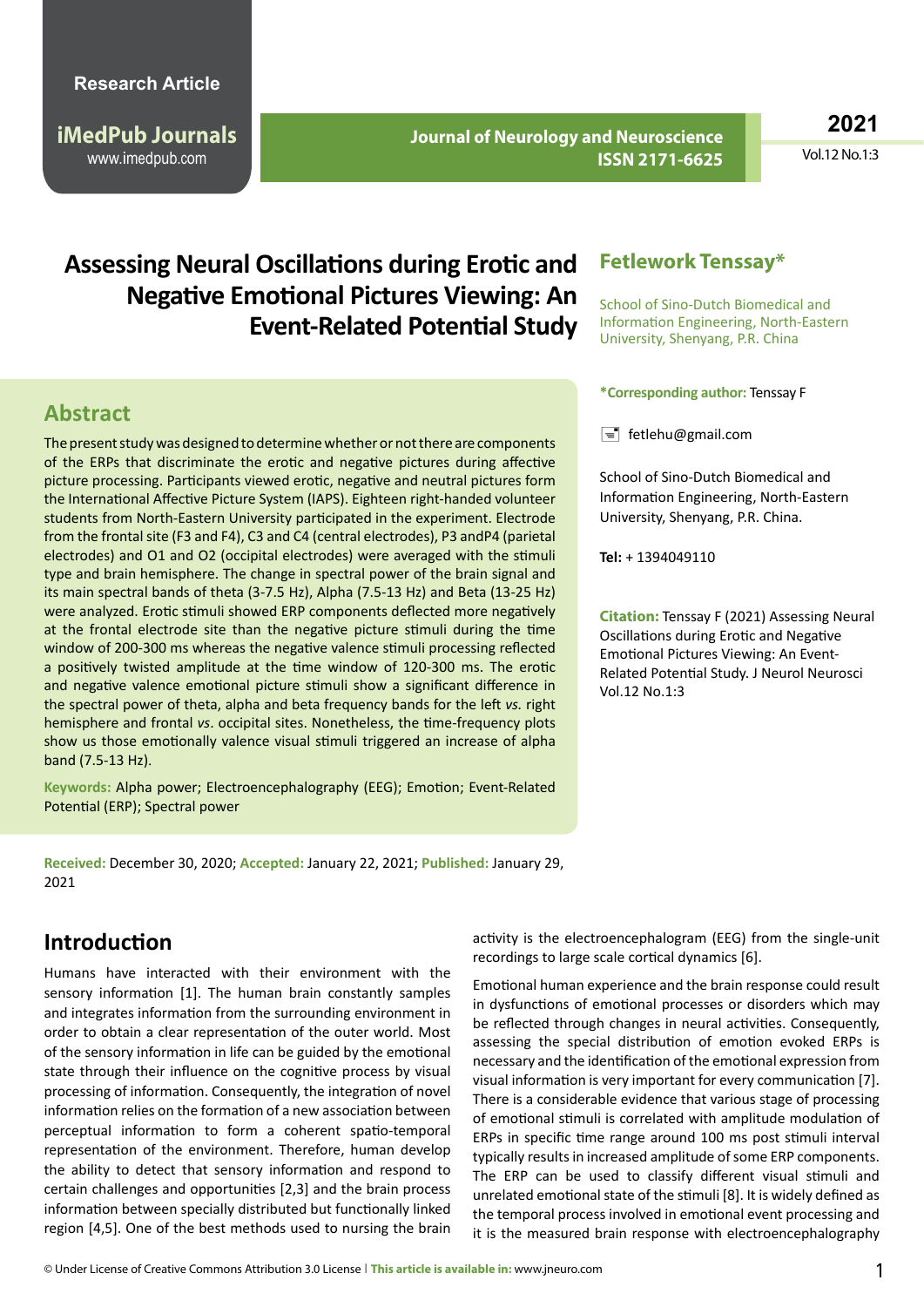Research Article

# Assessing Neural Oscillations during Erotic and Negative Emotional Pictures Viewing: An Event-Related Potential Study

**Fetlework Tenssay***

School of Sino-Dutch Biomedical and Information Engineering, North-Eastern University, Shenyang, P.R. China

**\*Corresponding author:** Tenssay F

fetlehu@gmail.com

School of Sino-Dutch Biomedical and Information Engineering, North-Eastern University, Shenyang, P.R. China.

**Tel:** + 1394049110

**Citation:** Tenssay F (2021) Assessing Neural Oscillations during Erotic and Negative Emotional Pictures Viewing: An Event-Related Potential Study. J Neurol Neurosci Vol.12 No.1:3

## Abstract

The present study was designed to determine whether or not there are components of the ERPs that discriminate the erotic and negative pictures during affective picture processing. Participants viewed erotic, negative and neutral pictures form the International Affective Picture System (IAPS). Eighteen right-handed volunteer students from North-Eastern University participated in the experiment. Electrode from the frontal site (F3 and F4), C3 and C4 (central electrodes), P3 andP4 (parietal electrodes) and O1 and O2 (occipital electrodes) were averaged with the stimuli type and brain hemisphere. The change in spectral power of the brain signal and its main spectral bands of theta (3-7.5 Hz), Alpha (7.5-13 Hz) and Beta (13-25 Hz) were analyzed. Erotic stimuli showed ERP components deflected more negatively at the frontal electrode site than the negative picture stimuli during the time window of 200-300 ms whereas the negative valence stimuli processing reflected a positively twisted amplitude at the time window of 120-300 ms. The erotic and negative valence emotional picture stimuli show a significant difference in the spectral power of theta, alpha and beta frequency bands for the left *vs.* right hemisphere and frontal *vs*. occipital sites. Nonetheless, the time-frequency plots show us those emotionally valence visual stimuli triggered an increase of alpha band (7.5-13 Hz).

**Keywords:** Alpha power; Electroencephalography (EEG); Emotion; Event-Related Potential (ERP); Spectral power

**Received:** December 30, 2020; **Accepted:** January 22, 2021; **Published:** January 29, 2021

## Introduction

Humans have interacted with their environment with the sensory information [1]. The human brain constantly samples and integrates information from the surrounding environment in order to obtain a clear representation of the outer world. Most of the sensory information in life can be guided by the emotional state through their influence on the cognitive process by visual processing of information. Consequently, the integration of novel information relies on the formation of a new association between perceptual information to form a coherent spatio-temporal representation of the environment. Therefore, human develop the ability to detect that sensory information and respond to certain challenges and opportunities [2,3] and the brain process information between specially distributed but functionally linked region [4,5]. One of the best methods used to nursing the brain activity is the electroencephalogram (EEG) from the single-unit recordings to large scale cortical dynamics [6].

Emotional human experience and the brain response could result in dysfunctions of emotional processes or disorders which may be reflected through changes in neural activities. Consequently, assessing the special distribution of emotion evoked ERPs is necessary and the identification of the emotional expression from visual information is very important for every communication [7]. There is a considerable evidence that various stage of processing of emotional stimuli is correlated with amplitude modulation of ERPs in specific time range around 100 ms post stimuli interval typically results in increased amplitude of some ERP components. The ERP can be used to classify different visual stimuli and unrelated emotional state of the stimuli [8]. It is widely defined as the temporal process involved in emotional event processing and it is the measured brain response with electroencephalography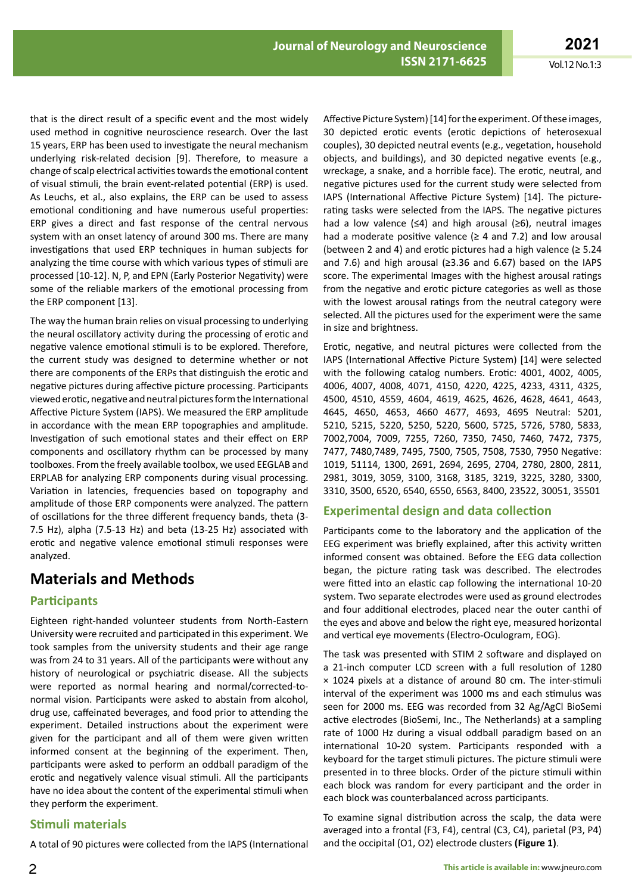that is the direct result of a specific event and the most widely used method in cognitive neuroscience research. Over the last 15 years, ERP has been used to investigate the neural mechanism underlying risk-related decision [9]. Therefore, to measure a change of scalp electrical activities towards the emotional content of visual stimuli, the brain event-related potential (ERP) is used. As Leuchs, et al., also explains, the ERP can be used to assess emotional conditioning and have numerous useful properties: ERP gives a direct and fast response of the central nervous system with an onset latency of around 300 ms. There are many investigations that used ERP techniques in human subjects for analyzing the time course with which various types of stimuli are processed [10-12]. N, P, and EPN (Early Posterior Negativity) were some of the reliable markers of the emotional processing from the ERP component [13].

The way the human brain relies on visual processing to underlying the neural oscillatory activity during the processing of erotic and negative valence emotional stimuli is to be explored. Therefore, the current study was designed to determine whether or not there are components of the ERPs that distinguish the erotic and negative pictures during affective picture processing. Participants viewed erotic, negative and neutral pictures form the International Affective Picture System (IAPS). We measured the ERP amplitude in accordance with the mean ERP topographies and amplitude. Investigation of such emotional states and their effect on ERP components and oscillatory rhythm can be processed by many toolboxes. From the freely available toolbox, we used EEGLAB and ERPLAB for analyzing ERP components during visual processing. Variation in latencies, frequencies based on topography and amplitude of those ERP components were analyzed. The pattern of oscillations for the three different frequency bands, theta (3-7.5 Hz), alpha (7.5-13 Hz) and beta (13-25 Hz) associated with erotic and negative valence emotional stimuli responses were analyzed.

# Materials and Methods

## Participants

Eighteen right-handed volunteer students from North-Eastern University were recruited and participated in this experiment. We took samples from the university students and their age range was from 24 to 31 years. All of the participants were without any history of neurological or psychiatric disease. All the subjects were reported as normal hearing and normal/corrected-to-normal vision. Participants were asked to abstain from alcohol, drug use, caffeinated beverages, and food prior to attending the experiment. Detailed instructions about the experiment were given for the participant and all of them were given written informed consent at the beginning of the experiment. Then, participants were asked to perform an oddball paradigm of the erotic and negatively valence visual stimuli. All the participants have no idea about the content of the experimental stimuli when they perform the experiment.

## Stimuli materials

A total of 90 pictures were collected from the IAPS (International Affective Picture System) [14] for the experiment. Of these images, 30 depicted erotic events (erotic depictions of heterosexual couples), 30 depicted neutral events (e.g., vegetation, household objects, and buildings), and 30 depicted negative events (e.g., wreckage, a snake, and a horrible face). The erotic, neutral, and negative pictures used for the current study were selected from IAPS (International Affective Picture System) [14]. The picture-rating tasks were selected from the IAPS. The negative pictures had a low valence (≤4) and high arousal (≥6), neutral images had a moderate positive valence (≥ 4 and 7.2) and low arousal (between 2 and 4) and erotic pictures had a high valence (≥ 5.24 and 7.6) and high arousal (≥3.36 and 6.67) based on the IAPS score. The experimental Images with the highest arousal ratings from the negative and erotic picture categories as well as those with the lowest arousal ratings from the neutral category were selected. All the pictures used for the experiment were the same in size and brightness.

Erotic, negative, and neutral pictures were collected from the IAPS (International Affective Picture System) [14] were selected with the following catalog numbers. Erotic: 4001, 4002, 4005, 4006, 4007, 4008, 4071, 4150, 4220, 4225, 4233, 4311, 4325, 4500, 4510, 4559, 4604, 4619, 4625, 4626, 4628, 4641, 4643, 4645, 4650, 4653, 4660 4677, 4693, 4695 Neutral: 5201, 5210, 5215, 5220, 5250, 5220, 5600, 5725, 5726, 5780, 5833, 7002,7004, 7009, 7255, 7260, 7350, 7450, 7460, 7472, 7375, 7477, 7480,7489, 7495, 7500, 7505, 7508, 7530, 7950 Negative: 1019, 51114, 1300, 2691, 2694, 2695, 2704, 2780, 2800, 2811, 2981, 3019, 3059, 3100, 3168, 3185, 3219, 3225, 3280, 3300, 3310, 3500, 6520, 6540, 6550, 6563, 8400, 23522, 30051, 35501

## Experimental design and data collection

Participants come to the laboratory and the application of the EEG experiment was briefly explained, after this activity written informed consent was obtained. Before the EEG data collection began, the picture rating task was described. The electrodes were fitted into an elastic cap following the international 10-20 system. Two separate electrodes were used as ground electrodes and four additional electrodes, placed near the outer canthi of the eyes and above and below the right eye, measured horizontal and vertical eye movements (Electro-Oculogram, EOG).

The task was presented with STIM 2 software and displayed on a 21-inch computer LCD screen with a full resolution of 1280 × 1024 pixels at a distance of around 80 cm. The inter-stimuli interval of the experiment was 1000 ms and each stimulus was seen for 2000 ms. EEG was recorded from 32 Ag/AgCl BioSemi active electrodes (BioSemi, Inc., The Netherlands) at a sampling rate of 1000 Hz during a visual oddball paradigm based on an international 10-20 system. Participants responded with a keyboard for the target stimuli pictures. The picture stimuli were presented in to three blocks. Order of the picture stimuli within each block was random for every participant and the order in each block was counterbalanced across participants.

To examine signal distribution across the scalp, the data were averaged into a frontal (F3, F4), central (C3, C4), parietal (P3, P4) and the occipital (O1, O2) electrode clusters **(Figure 1)**.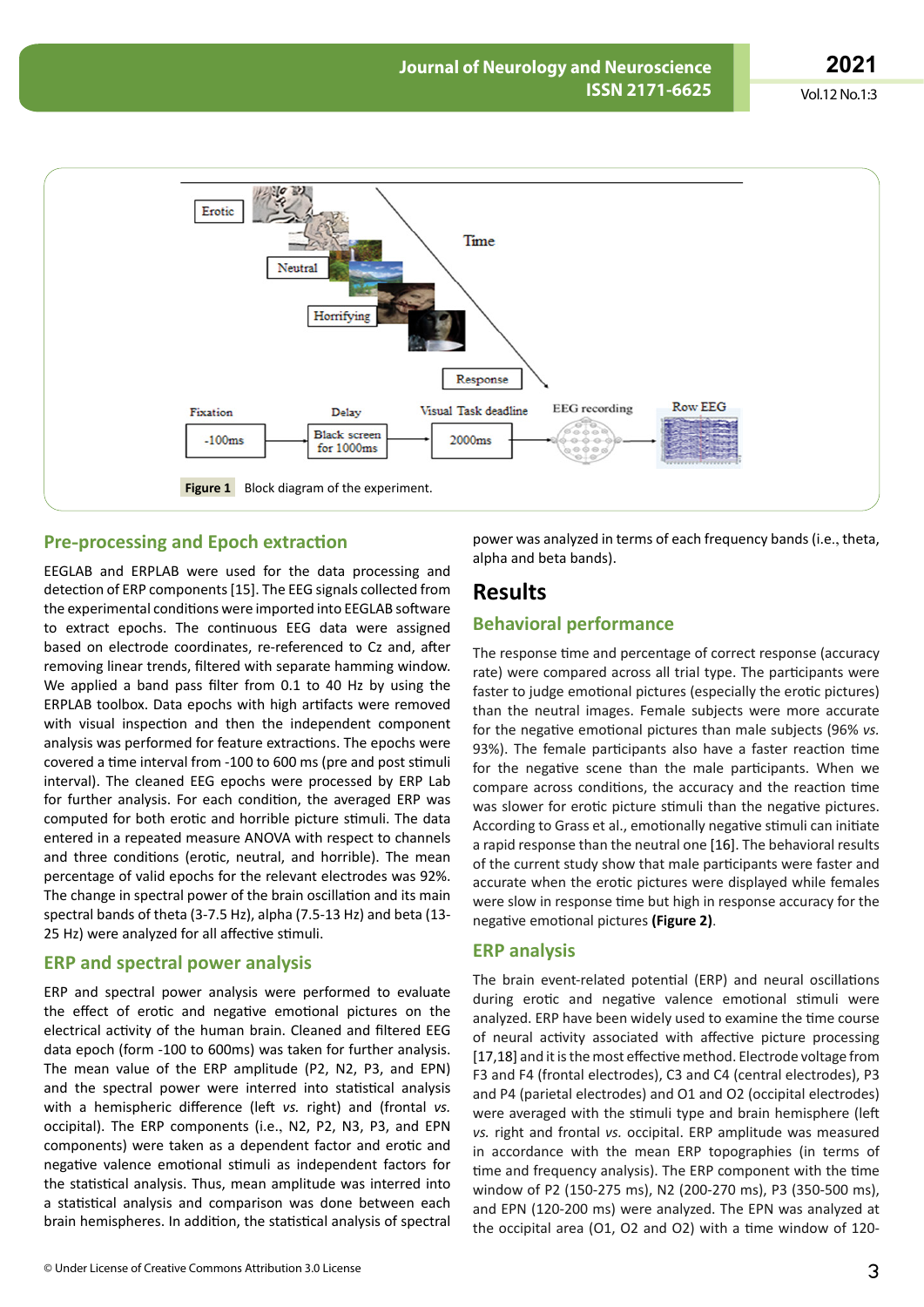Figure 1 Block diagram of the experiment.

## Pre-processing and Epoch extraction

EEGLAB and ERPLAB were used for the data processing and detection of ERP components [15]. The EEG signals collected from the experimental conditions were imported into EEGLAB software to extract epochs. The continuous EEG data were assigned based on electrode coordinates, re-referenced to Cz and, after removing linear trends, filtered with separate hamming window. We applied a band pass filter from 0.1 to 40 Hz by using the ERPLAB toolbox. Data epochs with high artifacts were removed with visual inspection and then the independent component analysis was performed for feature extractions. The epochs were covered a time interval from -100 to 600 ms (pre and post stimuli interval). The cleaned EEG epochs were processed by ERP Lab for further analysis. For each condition, the averaged ERP was computed for both erotic and horrible picture stimuli. The data entered in a repeated measure ANOVA with respect to channels and three conditions (erotic, neutral, and horrible). The mean percentage of valid epochs for the relevant electrodes was 92%. The change in spectral power of the brain oscillation and its main spectral bands of theta (3-7.5 Hz), alpha (7.5-13 Hz) and beta (13-25 Hz) were analyzed for all affective stimuli.

## ERP and spectral power analysis

ERP and spectral power analysis were performed to evaluate the effect of erotic and negative emotional pictures on the electrical activity of the human brain. Cleaned and filtered EEG data epoch (form -100 to 600ms) was taken for further analysis. The mean value of the ERP amplitude (P2, N2, P3, and EPN) and the spectral power were interred into statistical analysis with a hemispheric difference (left *vs.* right) and (frontal *vs.* occipital). The ERP components (i.e., N2, P2, N3, P3, and EPN components) were taken as a dependent factor and erotic and negative valence emotional stimuli as independent factors for the statistical analysis. Thus, mean amplitude was interred into a statistical analysis and comparison was done between each brain hemispheres. In addition, the statistical analysis of spectral power was analyzed in terms of each frequency bands (i.e., theta, alpha and beta bands).

# Results

## Behavioral performance

The response time and percentage of correct response (accuracy rate) were compared across all trial type. The participants were faster to judge emotional pictures (especially the erotic pictures) than the neutral images. Female subjects were more accurate for the negative emotional pictures than male subjects (96% *vs.* 93%). The female participants also have a faster reaction time for the negative scene than the male participants. When we compare across conditions, the accuracy and the reaction time was slower for erotic picture stimuli than the negative pictures. According to Grass et al., emotionally negative stimuli can initiate a rapid response than the neutral one [16]. The behavioral results of the current study show that male participants were faster and accurate when the erotic pictures were displayed while females were slow in response time but high in response accuracy for the negative emotional pictures **(Figure 2)**.

## ERP analysis

The brain event-related potential (ERP) and neural oscillations during erotic and negative valence emotional stimuli were analyzed. ERP have been widely used to examine the time course of neural activity associated with affective picture processing [17,18] and it is the most effective method. Electrode voltage from F3 and F4 (frontal electrodes), C3 and C4 (central electrodes), P3 and P4 (parietal electrodes) and O1 and O2 (occipital electrodes) were averaged with the stimuli type and brain hemisphere (left *vs.* right and frontal *vs.* occipital. ERP amplitude was measured in accordance with the mean ERP topographies (in terms of time and frequency analysis). The ERP component with the time window of P2 (150-275 ms), N2 (200-270 ms), P3 (350-500 ms), and EPN (120-200 ms) were analyzed. The EPN was analyzed at the occipital area (O1, O2 and O2) with a time window of 120-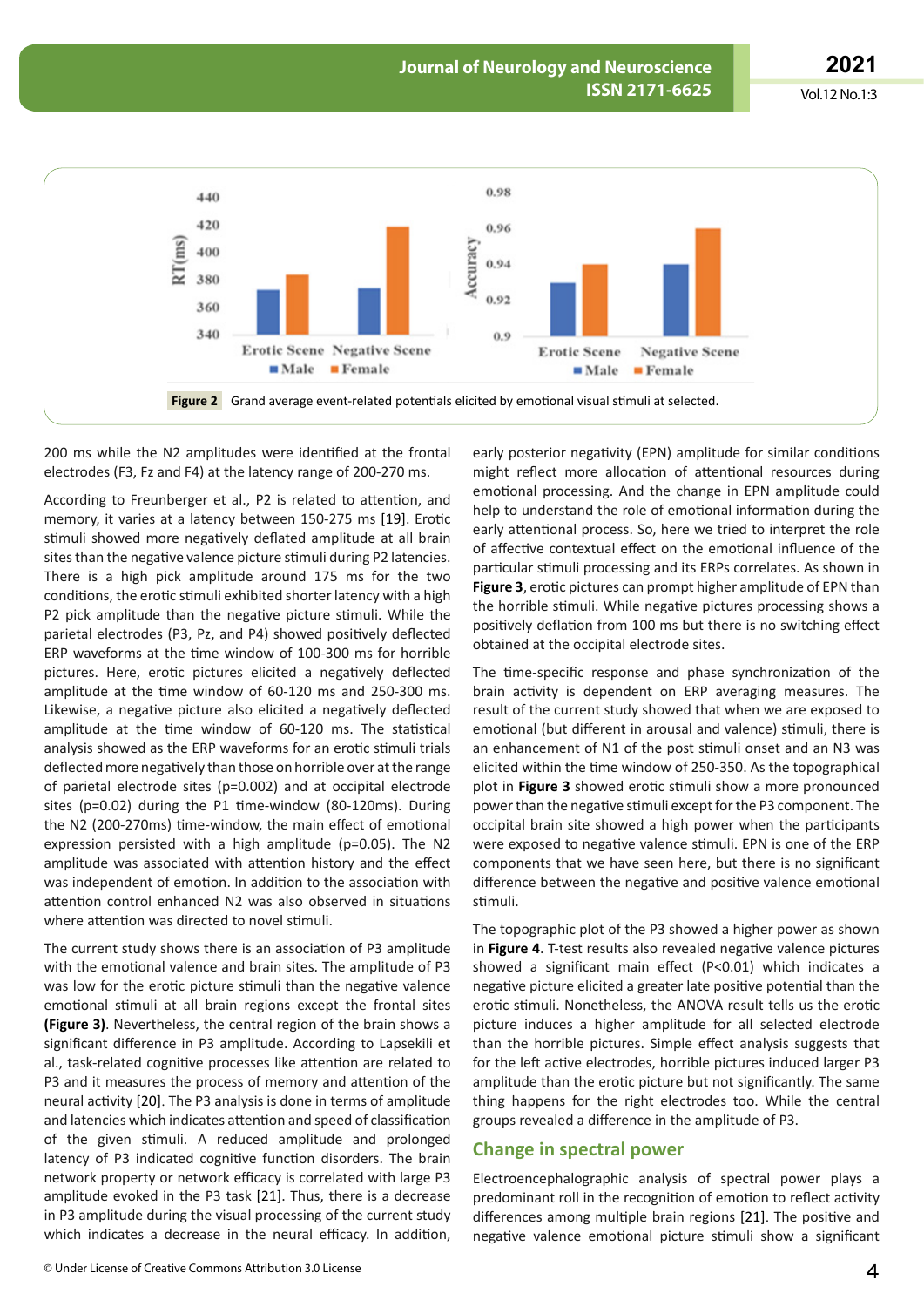RT(ms)

440
420
400
380
360
340

Erotic Scene Negative Scene

Male Female

Accuracy

0.98
0.96
0.94
0.92
0.9

Erotic Scene Negative Scene

Male Female

**Figure 2** Grand average event-related potentials elicited by emotional visual stimuli at selected.

200 ms while the N2 amplitudes were identified at the frontal electrodes (F3, Fz and F4) at the latency range of 200-270 ms.

According to Freunberger et al., P2 is related to attention, and memory, it varies at a latency between 150-275 ms [19]. Erotic stimuli showed more negatively deflated amplitude at all brain sites than the negative valence picture stimuli during P2 latencies. There is a high pick amplitude around 175 ms for the two conditions, the erotic stimuli exhibited shorter latency with a high P2 pick amplitude than the negative picture stimuli. While the parietal electrodes (P3, Pz, and P4) showed positively deflected ERP waveforms at the time window of 100-300 ms for horrible pictures. Here, erotic pictures elicited a negatively deflected amplitude at the time window of 60-120 ms and 250-300 ms. Likewise, a negative picture also elicited a negatively deflected amplitude at the time window of 60-120 ms. The statistical analysis showed as the ERP waveforms for an erotic stimuli trials deflected more negatively than those on horrible over at the range of parietal electrode sites (p=0.002) and at occipital electrode sites (p=0.02) during the P1 time-window (80-120ms). During the N2 (200-270ms) time-window, the main effect of emotional expression persisted with a high amplitude (p=0.05). The N2 amplitude was associated with attention history and the effect was independent of emotion. In addition to the association with attention control enhanced N2 was also observed in situations where attention was directed to novel stimuli.

The current study shows there is an association of P3 amplitude with the emotional valence and brain sites. The amplitude of P3 was low for the erotic picture stimuli than the negative valence emotional stimuli at all brain regions except the frontal sites **(Figure 3)**. Nevertheless, the central region of the brain shows a significant difference in P3 amplitude. According to Lapsekili et al., task-related cognitive processes like attention are related to P3 and it measures the process of memory and attention of the neural activity [20]. The P3 analysis is done in terms of amplitude and latencies which indicates attention and speed of classification of the given stimuli. A reduced amplitude and prolonged latency of P3 indicated cognitive function disorders. The brain network property or network efficacy is correlated with large P3 amplitude evoked in the P3 task [21]. Thus, there is a decrease in P3 amplitude during the visual processing of the current study which indicates a decrease in the neural efficacy. In addition, early posterior negativity (EPN) amplitude for similar conditions might reflect more allocation of attentional resources during emotional processing. And the change in EPN amplitude could help to understand the role of emotional information during the early attentional process. So, here we tried to interpret the role of affective contextual effect on the emotional influence of the particular stimuli processing and its ERPs correlates. As shown in **Figure 3**, erotic pictures can prompt higher amplitude of EPN than the horrible stimuli. While negative pictures processing shows a positively deflation from 100 ms but there is no switching effect obtained at the occipital electrode sites.

The time-specific response and phase synchronization of the brain activity is dependent on ERP averaging measures. The result of the current study showed that when we are exposed to emotional (but different in arousal and valence) stimuli, there is an enhancement of N1 of the post stimuli onset and an N3 was elicited within the time window of 250-350. As the topographical plot in **Figure 3** showed erotic stimuli show a more pronounced power than the negative stimuli except for the P3 component. The occipital brain site showed a high power when the participants were exposed to negative valence stimuli. EPN is one of the ERP components that we have seen here, but there is no significant difference between the negative and positive valence emotional stimuli.

The topographic plot of the P3 showed a higher power as shown in **Figure 4**. T-test results also revealed negative valence pictures showed a significant main effect (P<0.01) which indicates a negative picture elicited a greater late positive potential than the erotic stimuli. Nonetheless, the ANOVA result tells us the erotic picture induces a higher amplitude for all selected electrode than the horrible pictures. Simple effect analysis suggests that for the left active electrodes, horrible pictures induced larger P3 amplitude than the erotic picture but not significantly. The same thing happens for the right electrodes too. While the central groups revealed a difference in the amplitude of P3.

## Change in spectral power

Electroencephalographic analysis of spectral power plays a predominant roll in the recognition of emotion to reflect activity differences among multiple brain regions [21]. The positive and negative valence emotional picture stimuli show a significant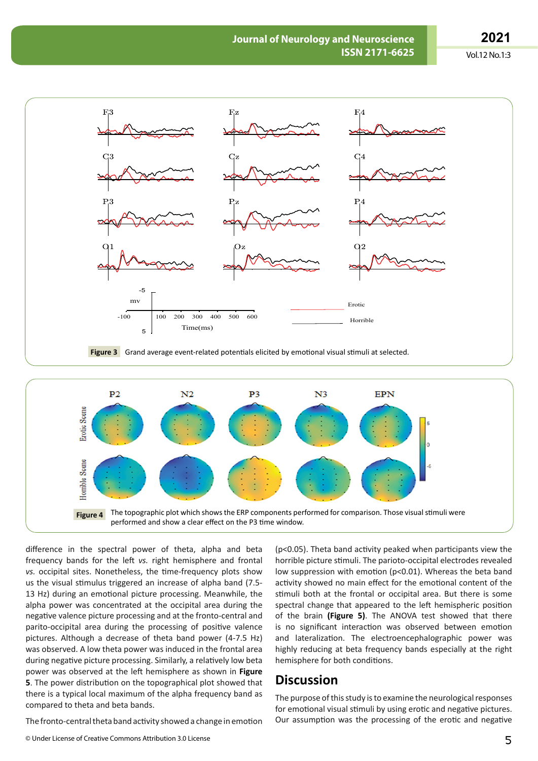F3 Fz F4
C3 Cz C4
P3 Pz P4
O1 Oz O2

-5
mv
-100 100 200 300 400 500 600
5 Time(ms)

Erotic
Horrible

**Figure 3** Grand average event-related potentials elicited by emotional visual stimuli at selected.

P2 N2 P3 N3 EPN

Erotic Scene
Horrible Scene

5
0
-5

**Figure 4** The topographic plot which shows the ERP components performed for comparison. Those visual stimuli were performed and show a clear effect on the P3 time window.

difference in the spectral power of theta, alpha and beta frequency bands for the left *vs.* right hemisphere and frontal *vs.* occipital sites. Nonetheless, the time-frequency plots show us the visual stimulus triggered an increase of alpha band (7.5-13 Hz) during an emotional picture processing. Meanwhile, the alpha power was concentrated at the occipital area during the negative valence picture processing and at the fronto-central and parito-occipital area during the processing of positive valence pictures. Although a decrease of theta band power (4-7.5 Hz) was observed. A low theta power was induced in the frontal area during negative picture processing. Similarly, a relatively low beta power was observed at the left hemisphere as shown in **Figure 5**. The power distribution on the topographical plot showed that there is a typical local maximum of the alpha frequency band as compared to theta and beta bands.

The fronto-central theta band activity showed a change in emotion ($p<0.05$). Theta band activity peaked when participants view the horrible picture stimuli. The parioto-occipital electrodes revealed low suppression with emotion ($p<0.01$). Whereas the beta band activity showed no main effect for the emotional content of the stimuli both at the frontal or occipital area. But there is some spectral change that appeared to the left hemispheric position of the brain **(Figure 5)**. The ANOVA test showed that there is no significant interaction was observed between emotion and lateralization. The electroencephalographic power was highly reducing at beta frequency bands especially at the right hemisphere for both conditions.

## Discussion

The purpose of this study is to examine the neurological responses for emotional visual stimuli by using erotic and negative pictures. Our assumption was the processing of the erotic and negative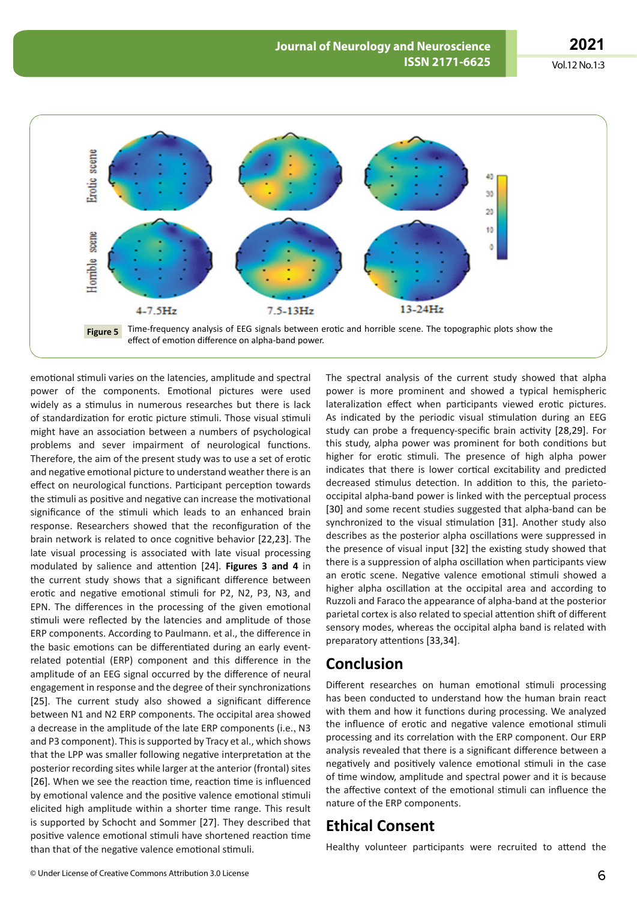Erotic scene

Horrible scene

4-7.5Hz

7.5-13Hz

13-24Hz

40
30
20
10
0

**Figure 5** Time-frequency analysis of EEG signals between erotic and horrible scene. The topographic plots show the effect of emotion difference on alpha-band power.

emotional stimuli varies on the latencies, amplitude and spectral power of the components. Emotional pictures were used widely as a stimulus in numerous researches but there is lack of standardization for erotic picture stimuli. Those visual stimuli might have an association between a numbers of psychological problems and sever impairment of neurological functions. Therefore, the aim of the present study was to use a set of erotic and negative emotional picture to understand weather there is an effect on neurological functions. Participant perception towards the stimuli as positive and negative can increase the motivational significance of the stimuli which leads to an enhanced brain response. Researchers showed that the reconfiguration of the brain network is related to once cognitive behavior [22,23]. The late visual processing is associated with late visual processing modulated by salience and attention [24]. **Figures 3 and 4** in the current study shows that a significant difference between erotic and negative emotional stimuli for P2, N2, P3, N3, and EPN. The differences in the processing of the given emotional stimuli were reflected by the latencies and amplitude of those ERP components. According to Paulmann. et al., the difference in the basic emotions can be differentiated during an early event-related potential (ERP) component and this difference in the amplitude of an EEG signal occurred by the difference of neural engagement in response and the degree of their synchronizations [25]. The current study also showed a significant difference between N1 and N2 ERP components. The occipital area showed a decrease in the amplitude of the late ERP components (i.e., N3 and P3 component). This is supported by Tracy et al., which shows that the LPP was smaller following negative interpretation at the posterior recording sites while larger at the anterior (frontal) sites [26]. When we see the reaction time, reaction time is influenced by emotional valence and the positive valence emotional stimuli elicited high amplitude within a shorter time range. This result is supported by Schocht and Sommer [27]. They described that positive valence emotional stimuli have shortened reaction time than that of the negative valence emotional stimuli.

The spectral analysis of the current study showed that alpha power is more prominent and showed a typical hemispheric lateralization effect when participants viewed erotic pictures. As indicated by the periodic visual stimulation during an EEG study can probe a frequency-specific brain activity [28,29]. For this study, alpha power was prominent for both conditions but higher for erotic stimuli. The presence of high alpha power indicates that there is lower cortical excitability and predicted decreased stimulus detection. In addition to this, the parieto-occipital alpha-band power is linked with the perceptual process [30] and some recent studies suggested that alpha-band can be synchronized to the visual stimulation [31]. Another study also describes as the posterior alpha oscillations were suppressed in the presence of visual input [32] the existing study showed that there is a suppression of alpha oscillation when participants view an erotic scene. Negative valence emotional stimuli showed a higher alpha oscillation at the occipital area and according to Ruzzoli and Faraco the appearance of alpha-band at the posterior parietal cortex is also related to special attention shift of different sensory modes, whereas the occipital alpha band is related with preparatory attentions [33,34].

## Conclusion

Different researches on human emotional stimuli processing has been conducted to understand how the human brain react with them and how it functions during processing. We analyzed the influence of erotic and negative valence emotional stimuli processing and its correlation with the ERP component. Our ERP analysis revealed that there is a significant difference between a negatively and positively valence emotional stimuli in the case of time window, amplitude and spectral power and it is because the affective context of the emotional stimuli can influence the nature of the ERP components.

## Ethical Consent

Healthy volunteer participants were recruited to attend the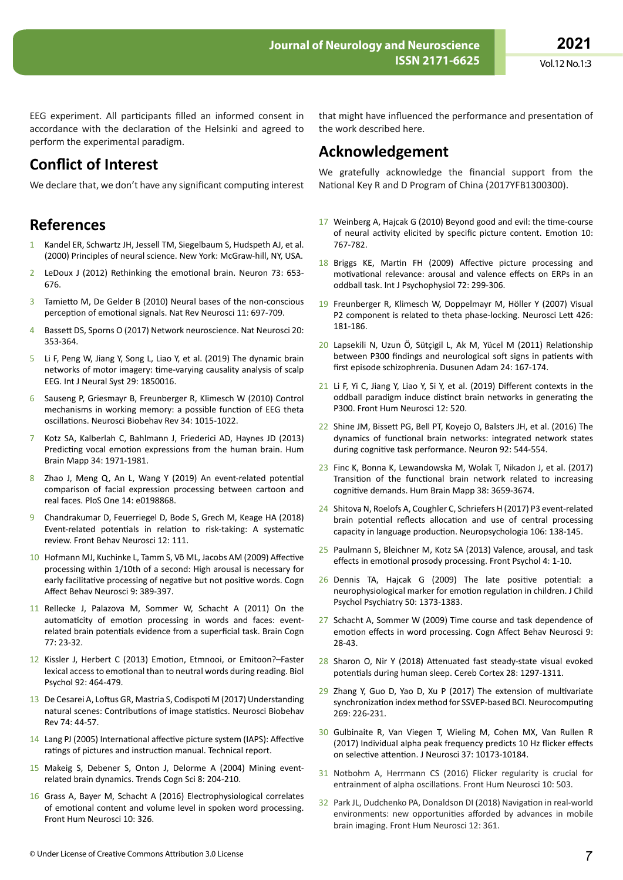EEG experiment. All participants filled an informed consent in accordance with the declaration of the Helsinki and agreed to perform the experimental paradigm.

## Conflict of Interest

We declare that, we don't have any significant computing interest that might have influenced the performance and presentation of the work described here.

## Acknowledgement

We gratefully acknowledge the financial support from the National Key R and D Program of China (2017YFB1300300).

## References

1. Kandel ER, Schwartz JH, Jessell TM, Siegelbaum S, Hudspeth AJ, et al. (2000) Principles of neural science. New York: McGraw-hill, NY, USA.
2. LeDoux J (2012) Rethinking the emotional brain. Neuron 73: 653-676.
3. Tamietto M, De Gelder B (2010) Neural bases of the non-conscious perception of emotional signals. Nat Rev Neurosci 11: 697-709.
4. Bassett DS, Sporns O (2017) Network neuroscience. Nat Neurosci 20: 353-364.
5. Li F, Peng W, Jiang Y, Song L, Liao Y, et al. (2019) The dynamic brain networks of motor imagery: time-varying causality analysis of scalp EEG. Int J Neural Syst 29: 1850016.
6. Sauseng P, Griesmayr B, Freunberger R, Klimesch W (2010) Control mechanisms in working memory: a possible function of EEG theta oscillations. Neurosci Biobehav Rev 34: 1015-1022.
7. Kotz SA, Kalberlah C, Bahlmann J, Friederici AD, Haynes JD (2013) Predicting vocal emotion expressions from the human brain. Hum Brain Mapp 34: 1971-1981.
8. Zhao J, Meng Q, An L, Wang Y (2019) An event-related potential comparison of facial expression processing between cartoon and real faces. PloS One 14: e0198868.
9. Chandrakumar D, Feuerriegel D, Bode S, Grech M, Keage HA (2018) Event-related potentials in relation to risk-taking: A systematic review. Front Behav Neurosci 12: 111.
10. Hofmann MJ, Kuchinke L, Tamm S, Võ ML, Jacobs AM (2009) Affective processing within 1/10th of a second: High arousal is necessary for early facilitative processing of negative but not positive words. Cogn Affect Behav Neurosci 9: 389-397.
11. Rellecke J, Palazova M, Sommer W, Schacht A (2011) On the automaticity of emotion processing in words and faces: event-related brain potentials evidence from a superficial task. Brain Cogn 77: 23-32.
12. Kissler J, Herbert C (2013) Emotion, Etmnooi, or Emitoon?–Faster lexical access to emotional than to neutral words during reading. Biol Psychol 92: 464-479.
13. De Cesarei A, Loftus GR, Mastria S, Codispoti M (2017) Understanding natural scenes: Contributions of image statistics. Neurosci Biobehav Rev 74: 44-57.
14. Lang PJ (2005) International affective picture system (IAPS): Affective ratings of pictures and instruction manual. Technical report.
15. Makeig S, Debener S, Onton J, Delorme A (2004) Mining event-related brain dynamics. Trends Cogn Sci 8: 204-210.
16. Grass A, Bayer M, Schacht A (2016) Electrophysiological correlates of emotional content and volume level in spoken word processing. Front Hum Neurosci 10: 326.
17. Weinberg A, Hajcak G (2010) Beyond good and evil: the time-course of neural activity elicited by specific picture content. Emotion 10: 767-782.
18. Briggs KE, Martin FH (2009) Affective picture processing and motivational relevance: arousal and valence effects on ERPs in an oddball task. Int J Psychophysiol 72: 299-306.
19. Freunberger R, Klimesch W, Doppelmayr M, Höller Y (2007) Visual P2 component is related to theta phase-locking. Neurosci Lett 426: 181-186.
20. Lapsekili N, Uzun Ö, Sütçigil L, Ak M, Yücel M (2011) Relationship between P300 findings and neurological soft signs in patients with first episode schizophrenia. Dusunen Adam 24: 167-174.
21. Li F, Yi C, Jiang Y, Liao Y, Si Y, et al. (2019) Different contexts in the oddball paradigm induce distinct brain networks in generating the P300. Front Hum Neurosci 12: 520.
22. Shine JM, Bissett PG, Bell PT, Koyejo O, Balsters JH, et al. (2016) The dynamics of functional brain networks: integrated network states during cognitive task performance. Neuron 92: 544-554.
23. Finc K, Bonna K, Lewandowska M, Wolak T, Nikadon J, et al. (2017) Transition of the functional brain network related to increasing cognitive demands. Hum Brain Mapp 38: 3659-3674.
24. Shitova N, Roelofs A, Coughler C, Schriefers H (2017) P3 event-related brain potential reflects allocation and use of central processing capacity in language production. Neuropsychologia 106: 138-145.
25. Paulmann S, Bleichner M, Kotz SA (2013) Valence, arousal, and task effects in emotional prosody processing. Front Psychol 4: 1-10.
26. Dennis TA, Hajcak G (2009) The late positive potential: a neurophysiological marker for emotion regulation in children. J Child Psychol Psychiatry 50: 1373-1383.
27. Schacht A, Sommer W (2009) Time course and task dependence of emotion effects in word processing. Cogn Affect Behav Neurosci 9: 28-43.
28. Sharon O, Nir Y (2018) Attenuated fast steady-state visual evoked potentials during human sleep. Cereb Cortex 28: 1297-1311.
29. Zhang Y, Guo D, Yao D, Xu P (2017) The extension of multivariate synchronization index method for SSVEP-based BCI. Neurocomputing 269: 226-231.
30. Gulbinaite R, Van Viegen T, Wieling M, Cohen MX, Van Rullen R (2017) Individual alpha peak frequency predicts 10 Hz flicker effects on selective attention. J Neurosci 37: 10173-10184.
31. Notbohm A, Herrmann CS (2016) Flicker regularity is crucial for entrainment of alpha oscillations. Front Hum Neurosci 10: 503.
32. Park JL, Dudchenko PA, Donaldson DI (2018) Navigation in real-world environments: new opportunities afforded by advances in mobile brain imaging. Front Hum Neurosci 12: 361.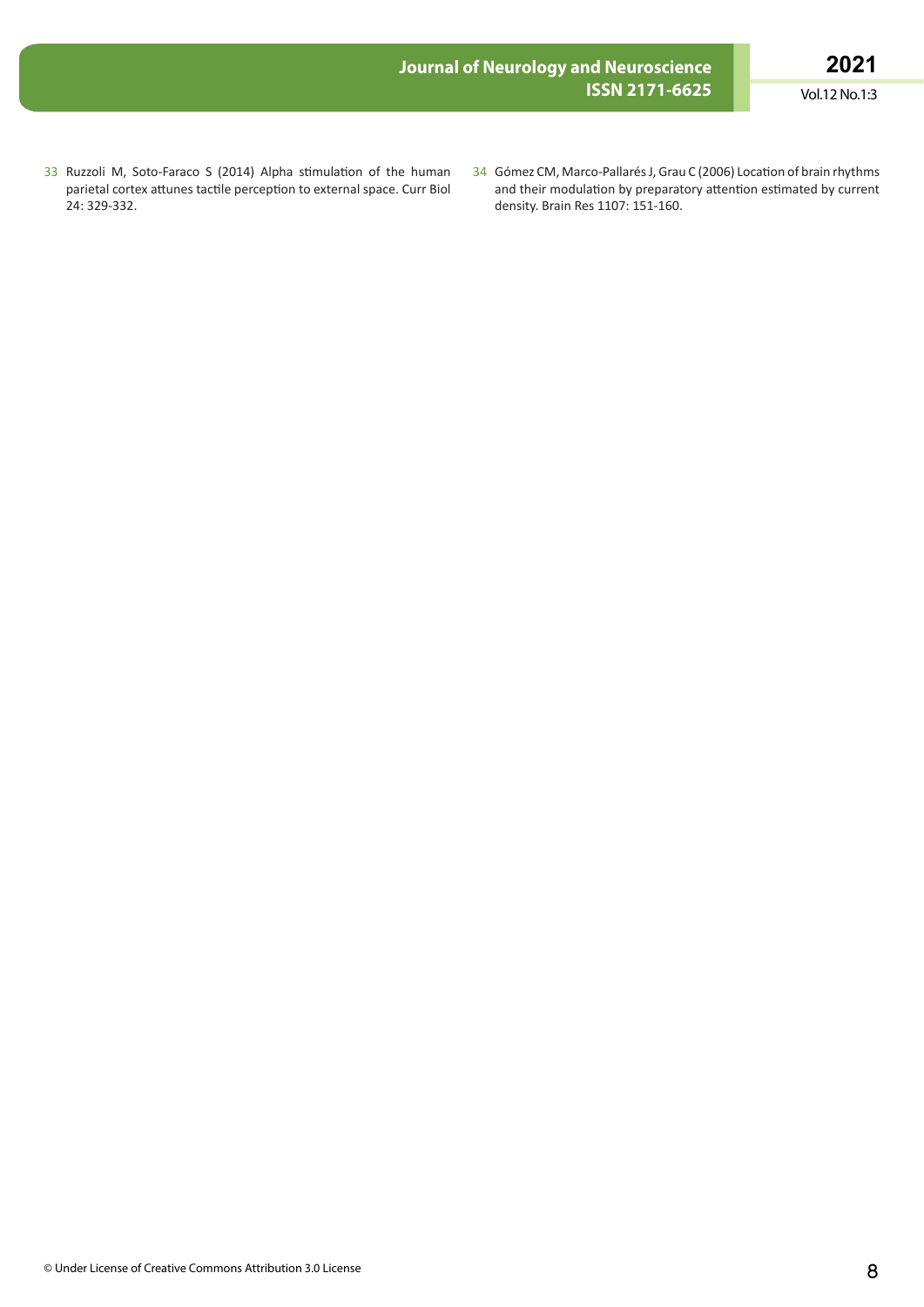33. Ruzzoli M, Soto-Faraco S (2014) Alpha stimulation of the human parietal cortex attunes tactile perception to external space. Curr Biol 24: 329-332.

34. Gómez CM, Marco-Pallarés J, Grau C (2006) Location of brain rhythms and their modulation by preparatory attention estimated by current density. Brain Res 1107: 151-160.